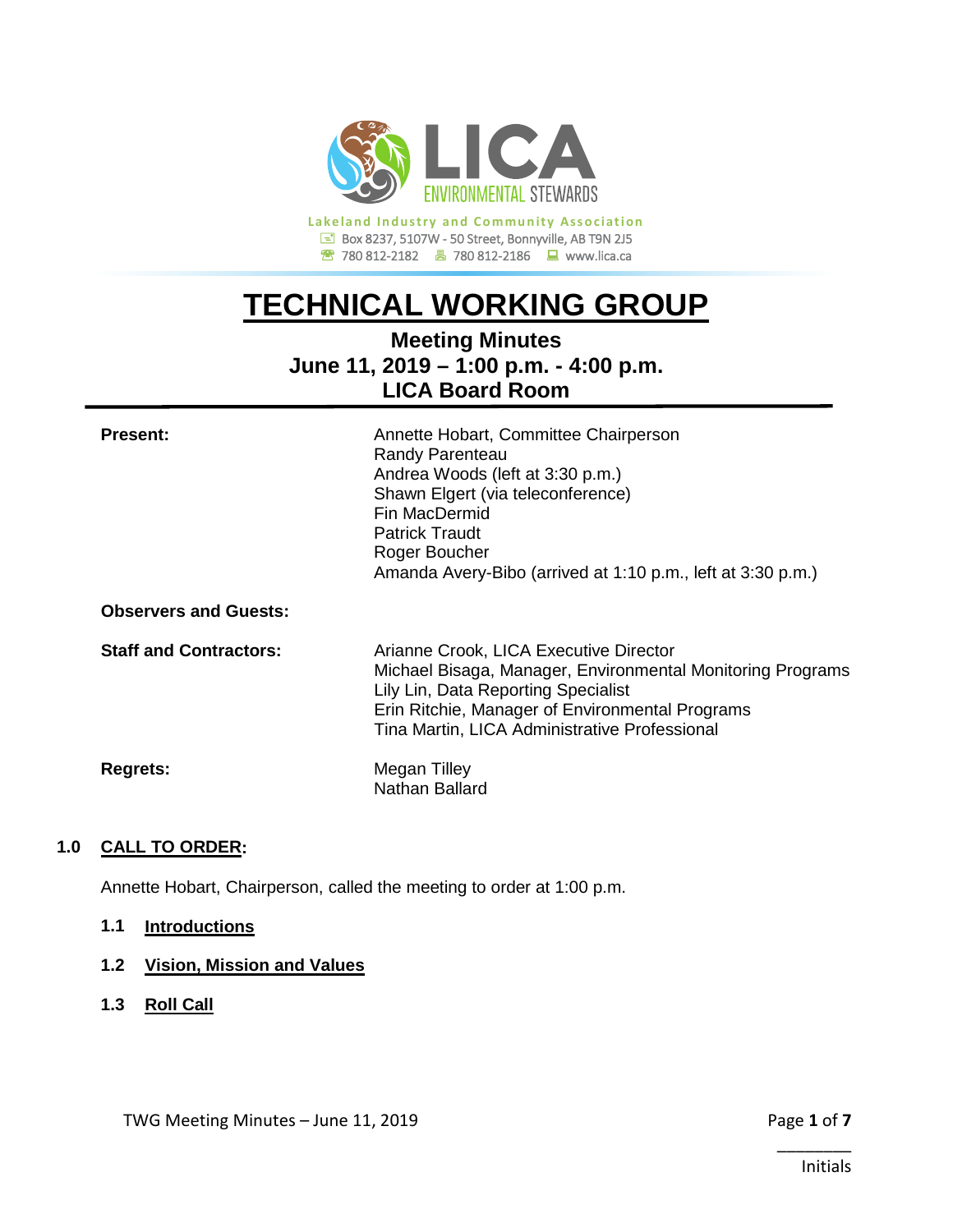LICA ENVIRONMENTAL STEWARDS

Lakeland Industry and Community Association
Box 8237, 5107W - 50 Street, Bonnyville, AB T9N 2J5
780 812-2182 780 812-2186 www.lica.ca

# TECHNICAL WORKING GROUP

## Meeting Minutes
## June 11, 2019 – 1:00 p.m. - 4:00 p.m.
## LICA Board Room

**Present:**
Annette Hobart, Committee Chairperson
Randy Parenteau
Andrea Woods (left at 3:30 p.m.)
Shawn Elgert (via teleconference)
Fin MacDermid
Patrick Traudt
Roger Boucher
Amanda Avery-Bibo (arrived at 1:10 p.m., left at 3:30 p.m.)

**Observers and Guests:**

**Staff and Contractors:**
Arianne Crook, LICA Executive Director
Michael Bisaga, Manager, Environmental Monitoring Programs
Lily Lin, Data Reporting Specialist
Erin Ritchie, Manager of Environmental Programs
Tina Martin, LICA Administrative Professional

**Regrets:**
Megan Tilley
Nathan Ballard

### 1.0 CALL TO ORDER:

Annette Hobart, Chairperson, called the meeting to order at 1:00 p.m.

#### 1.1 Introductions

#### 1.2 Vision, Mission and Values

#### 1.3 Roll Call

________
Initials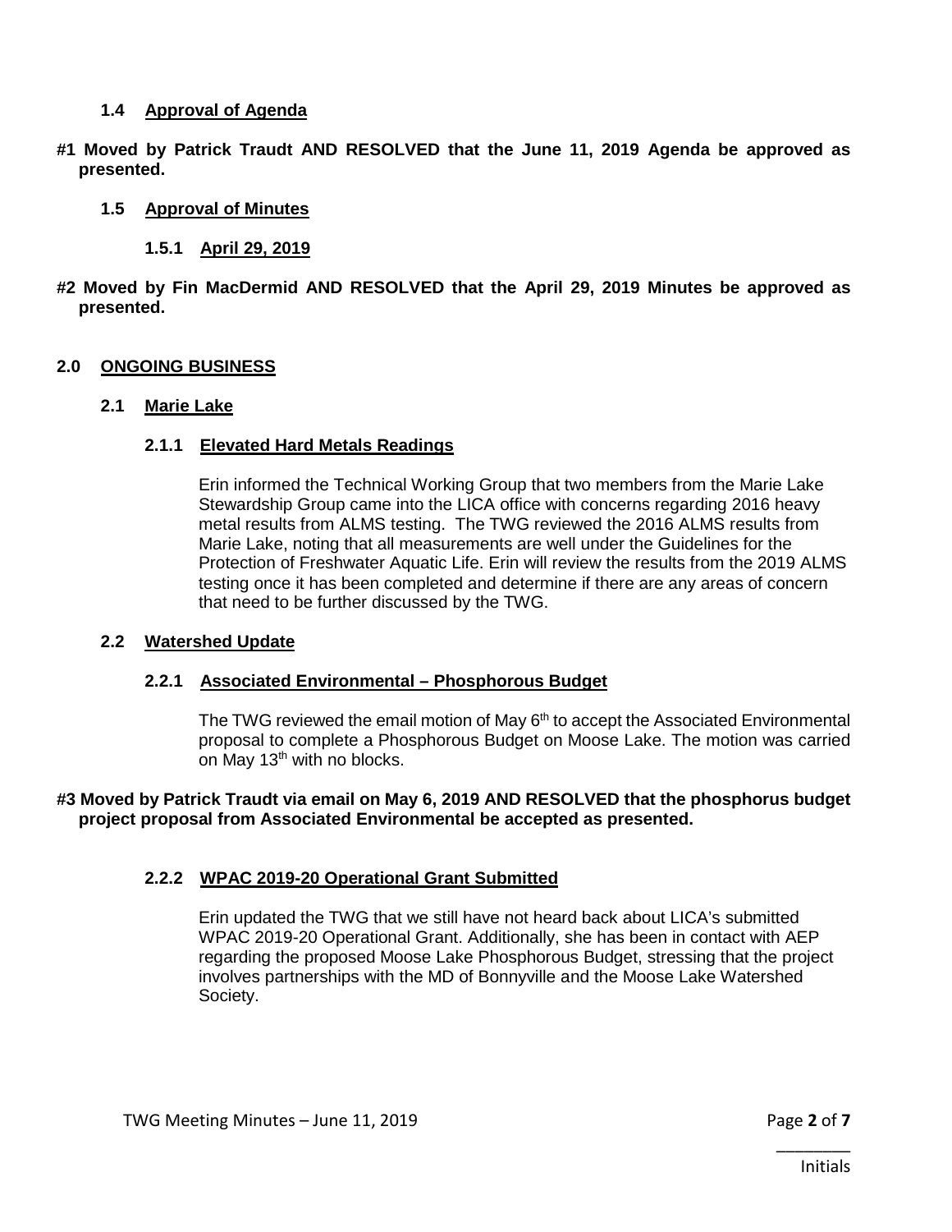### 1.4 Approval of Agenda

**#1 Moved by Patrick Traudt AND RESOLVED that the June 11, 2019 Agenda be approved as presented.**

### 1.5 Approval of Minutes

#### 1.5.1 April 29, 2019

**#2 Moved by Fin MacDermid AND RESOLVED that the April 29, 2019 Minutes be approved as presented.**

## 2.0 ONGOING BUSINESS

### 2.1 Marie Lake

#### 2.1.1 Elevated Hard Metals Readings

Erin informed the Technical Working Group that two members from the Marie Lake Stewardship Group came into the LICA office with concerns regarding 2016 heavy metal results from ALMS testing. The TWG reviewed the 2016 ALMS results from Marie Lake, noting that all measurements are well under the Guidelines for the Protection of Freshwater Aquatic Life. Erin will review the results from the 2019 ALMS testing once it has been completed and determine if there are any areas of concern that need to be further discussed by the TWG.

### 2.2 Watershed Update

#### 2.2.1 Associated Environmental – Phosphorous Budget

The TWG reviewed the email motion of May 6th to accept the Associated Environmental proposal to complete a Phosphorous Budget on Moose Lake. The motion was carried on May 13th with no blocks.

**#3 Moved by Patrick Traudt via email on May 6, 2019 AND RESOLVED that the phosphorus budget project proposal from Associated Environmental be accepted as presented.**

#### 2.2.2 WPAC 2019-20 Operational Grant Submitted

Erin updated the TWG that we still have not heard back about LICA's submitted WPAC 2019-20 Operational Grant. Additionally, she has been in contact with AEP regarding the proposed Moose Lake Phosphorous Budget, stressing that the project involves partnerships with the MD of Bonnyville and the Moose Lake Watershed Society.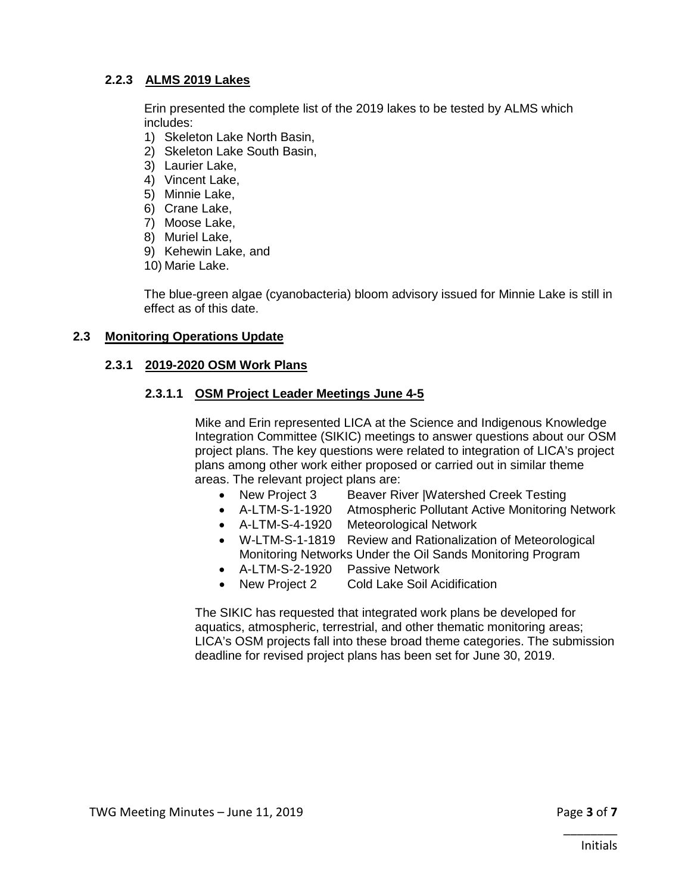#### 2.2.3 ALMS 2019 Lakes

Erin presented the complete list of the 2019 lakes to be tested by ALMS which includes:

1) Skeleton Lake North Basin,
2) Skeleton Lake South Basin,
3) Laurier Lake,
4) Vincent Lake,
5) Minnie Lake,
6) Crane Lake,
7) Moose Lake,
8) Muriel Lake,
9) Kehewin Lake, and
10) Marie Lake.

The blue-green algae (cyanobacteria) bloom advisory issued for Minnie Lake is still in effect as of this date.

### 2.3 Monitoring Operations Update

#### 2.3.1 2019-2020 OSM Work Plans

##### 2.3.1.1 OSM Project Leader Meetings June 4-5

Mike and Erin represented LICA at the Science and Indigenous Knowledge Integration Committee (SIKIC) meetings to answer questions about our OSM project plans. The key questions were related to integration of LICA's project plans among other work either proposed or carried out in similar theme areas. The relevant project plans are:

- New Project 3 Beaver River |Watershed Creek Testing
- A-LTM-S-1-1920 Atmospheric Pollutant Active Monitoring Network
- A-LTM-S-4-1920 Meteorological Network
- W-LTM-S-1-1819 Review and Rationalization of Meteorological Monitoring Networks Under the Oil Sands Monitoring Program
- A-LTM-S-2-1920 Passive Network
- New Project 2 Cold Lake Soil Acidification

The SIKIC has requested that integrated work plans be developed for aquatics, atmospheric, terrestrial, and other thematic monitoring areas; LICA's OSM projects fall into these broad theme categories. The submission deadline for revised project plans has been set for June 30, 2019.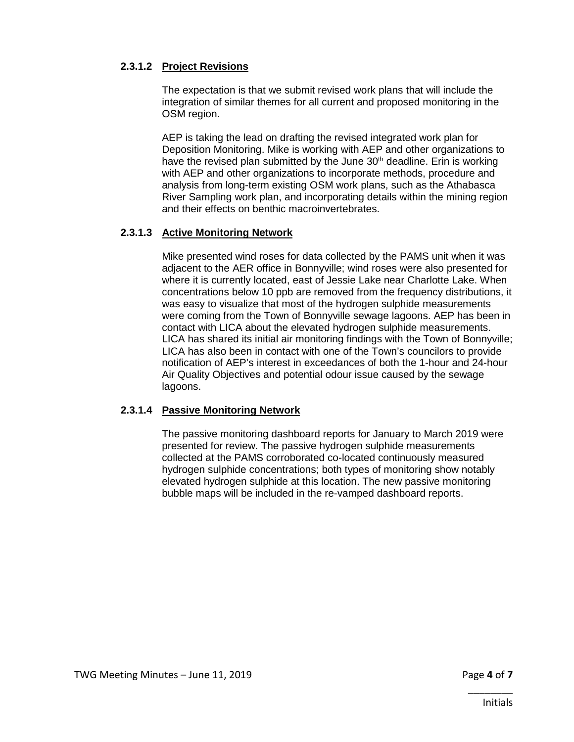#### 2.3.1.2 Project Revisions

The expectation is that we submit revised work plans that will include the integration of similar themes for all current and proposed monitoring in the OSM region.

AEP is taking the lead on drafting the revised integrated work plan for Deposition Monitoring. Mike is working with AEP and other organizations to have the revised plan submitted by the June 30th deadline. Erin is working with AEP and other organizations to incorporate methods, procedure and analysis from long-term existing OSM work plans, such as the Athabasca River Sampling work plan, and incorporating details within the mining region and their effects on benthic macroinvertebrates.

#### 2.3.1.3 Active Monitoring Network

Mike presented wind roses for data collected by the PAMS unit when it was adjacent to the AER office in Bonnyville; wind roses were also presented for where it is currently located, east of Jessie Lake near Charlotte Lake. When concentrations below 10 ppb are removed from the frequency distributions, it was easy to visualize that most of the hydrogen sulphide measurements were coming from the Town of Bonnyville sewage lagoons. AEP has been in contact with LICA about the elevated hydrogen sulphide measurements. LICA has shared its initial air monitoring findings with the Town of Bonnyville; LICA has also been in contact with one of the Town's councilors to provide notification of AEP's interest in exceedances of both the 1-hour and 24-hour Air Quality Objectives and potential odour issue caused by the sewage lagoons.

#### 2.3.1.4 Passive Monitoring Network

The passive monitoring dashboard reports for January to March 2019 were presented for review. The passive hydrogen sulphide measurements collected at the PAMS corroborated co-located continuously measured hydrogen sulphide concentrations; both types of monitoring show notably elevated hydrogen sulphide at this location. The new passive monitoring bubble maps will be included in the re-vamped dashboard reports.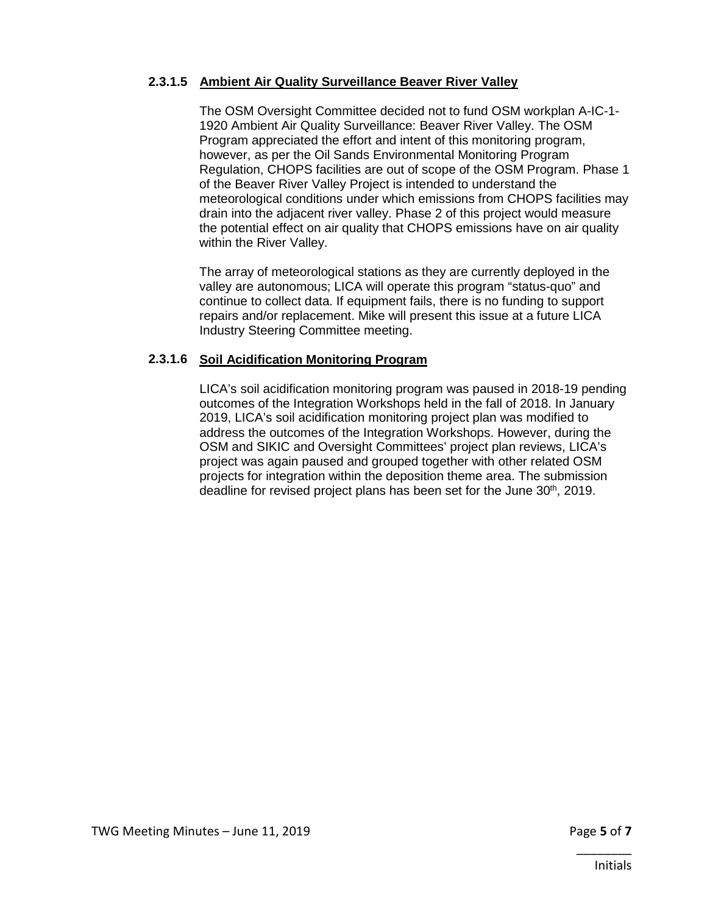#### 2.3.1.5 Ambient Air Quality Surveillance Beaver River Valley

The OSM Oversight Committee decided not to fund OSM workplan A-IC-1-1920 Ambient Air Quality Surveillance: Beaver River Valley. The OSM Program appreciated the effort and intent of this monitoring program, however, as per the Oil Sands Environmental Monitoring Program Regulation, CHOPS facilities are out of scope of the OSM Program. Phase 1 of the Beaver River Valley Project is intended to understand the meteorological conditions under which emissions from CHOPS facilities may drain into the adjacent river valley. Phase 2 of this project would measure the potential effect on air quality that CHOPS emissions have on air quality within the River Valley.

The array of meteorological stations as they are currently deployed in the valley are autonomous; LICA will operate this program "status-quo" and continue to collect data. If equipment fails, there is no funding to support repairs and/or replacement. Mike will present this issue at a future LICA Industry Steering Committee meeting.

#### 2.3.1.6 Soil Acidification Monitoring Program

LICA's soil acidification monitoring program was paused in 2018-19 pending outcomes of the Integration Workshops held in the fall of 2018. In January 2019, LICA's soil acidification monitoring project plan was modified to address the outcomes of the Integration Workshops. However, during the OSM and SIKIC and Oversight Committees' project plan reviews, LICA's project was again paused and grouped together with other related OSM projects for integration within the deposition theme area. The submission deadline for revised project plans has been set for the June 30th, 2019.

_________
Initials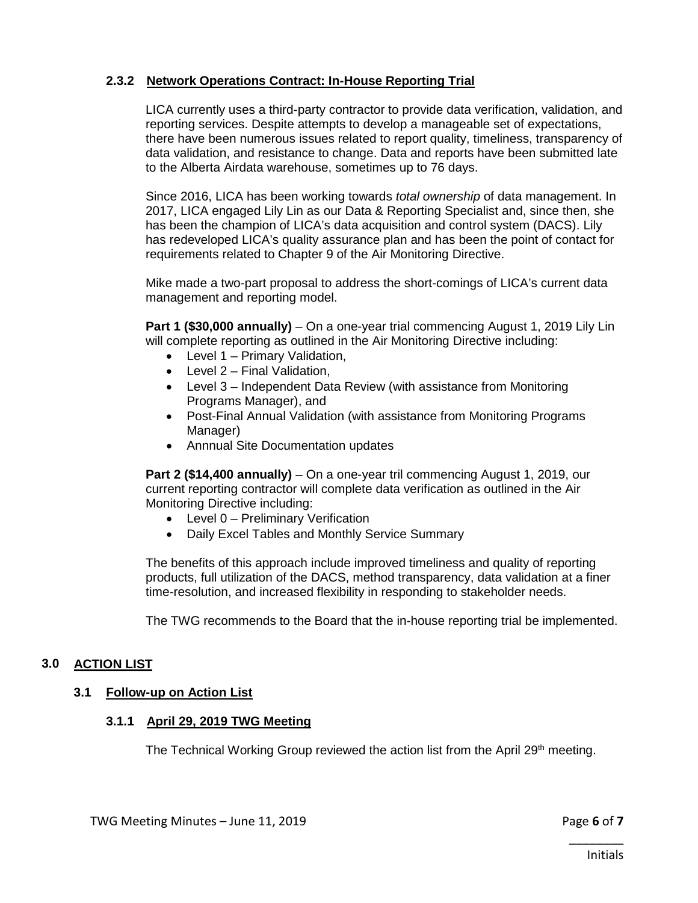#### 2.3.2 Network Operations Contract: In-House Reporting Trial

LICA currently uses a third-party contractor to provide data verification, validation, and reporting services. Despite attempts to develop a manageable set of expectations, there have been numerous issues related to report quality, timeliness, transparency of data validation, and resistance to change. Data and reports have been submitted late to the Alberta Airdata warehouse, sometimes up to 76 days.

Since 2016, LICA has been working towards *total ownership* of data management. In 2017, LICA engaged Lily Lin as our Data & Reporting Specialist and, since then, she has been the champion of LICA's data acquisition and control system (DACS). Lily has redeveloped LICA's quality assurance plan and has been the point of contact for requirements related to Chapter 9 of the Air Monitoring Directive.

Mike made a two-part proposal to address the short-comings of LICA's current data management and reporting model.

**Part 1 ($30,000 annually)** – On a one-year trial commencing August 1, 2019 Lily Lin will complete reporting as outlined in the Air Monitoring Directive including:

- Level 1 – Primary Validation,
- Level 2 – Final Validation,
- Level 3 – Independent Data Review (with assistance from Monitoring Programs Manager), and
- Post-Final Annual Validation (with assistance from Monitoring Programs Manager)
- Annnual Site Documentation updates

**Part 2 ($14,400 annually)** – On a one-year tril commencing August 1, 2019, our current reporting contractor will complete data verification as outlined in the Air Monitoring Directive including:

- Level 0 – Preliminary Verification
- Daily Excel Tables and Monthly Service Summary

The benefits of this approach include improved timeliness and quality of reporting products, full utilization of the DACS, method transparency, data validation at a finer time-resolution, and increased flexibility in responding to stakeholder needs.

The TWG recommends to the Board that the in-house reporting trial be implemented.

## 3.0 ACTION LIST

### 3.1 Follow-up on Action List

#### 3.1.1 April 29, 2019 TWG Meeting

The Technical Working Group reviewed the action list from the April 29th meeting.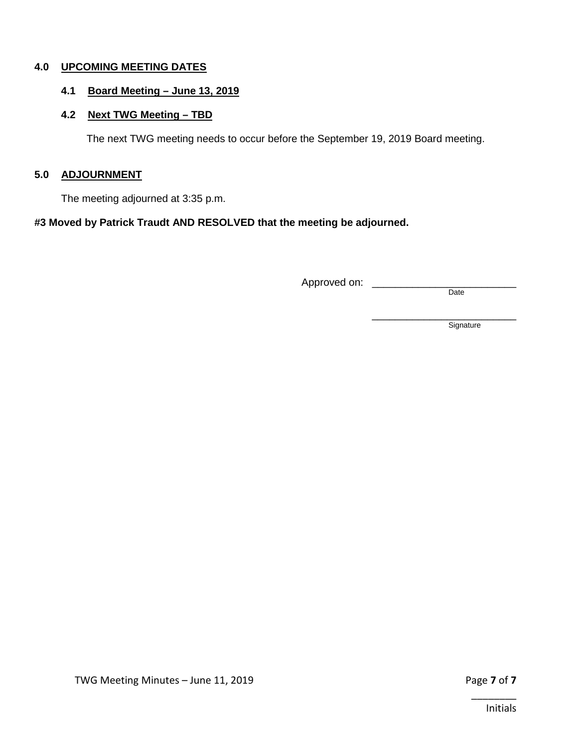## 4.0 UPCOMING MEETING DATES

### 4.1 Board Meeting – June 13, 2019

### 4.2 Next TWG Meeting – TBD

The next TWG meeting needs to occur before the September 19, 2019 Board meeting.

## 5.0 ADJOURNMENT

The meeting adjourned at 3:35 p.m.

**#3 Moved by Patrick Traudt AND RESOLVED that the meeting be adjourned.**

Approved on: ___________________________
Date

___________________________
Signature

________
Initials